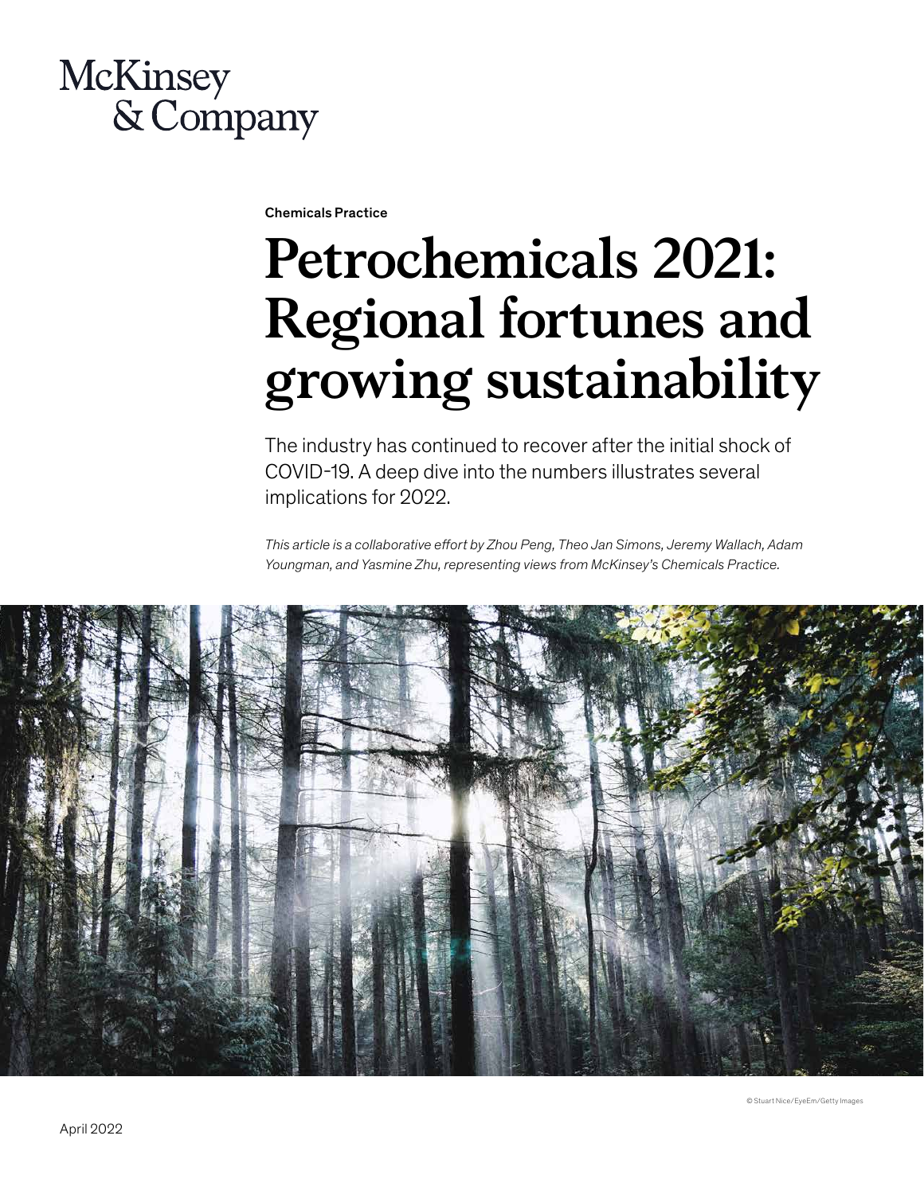McKinsey & Company

Chemicals Practice

# Petrochemicals 2021: Regional fortunes and growing sustainability

The industry has continued to recover after the initial shock of COVID-19. A deep dive into the numbers illustrates several implications for 2022.

*This article is a collaborative effort by Zhou Peng, Theo Jan Simons, Jeremy Wallach, Adam Youngman, and Yasmine Zhu, representing views from McKinsey's Chemicals Practice.*

© Stuart Nice/EyeEm/Getty Images

April 2022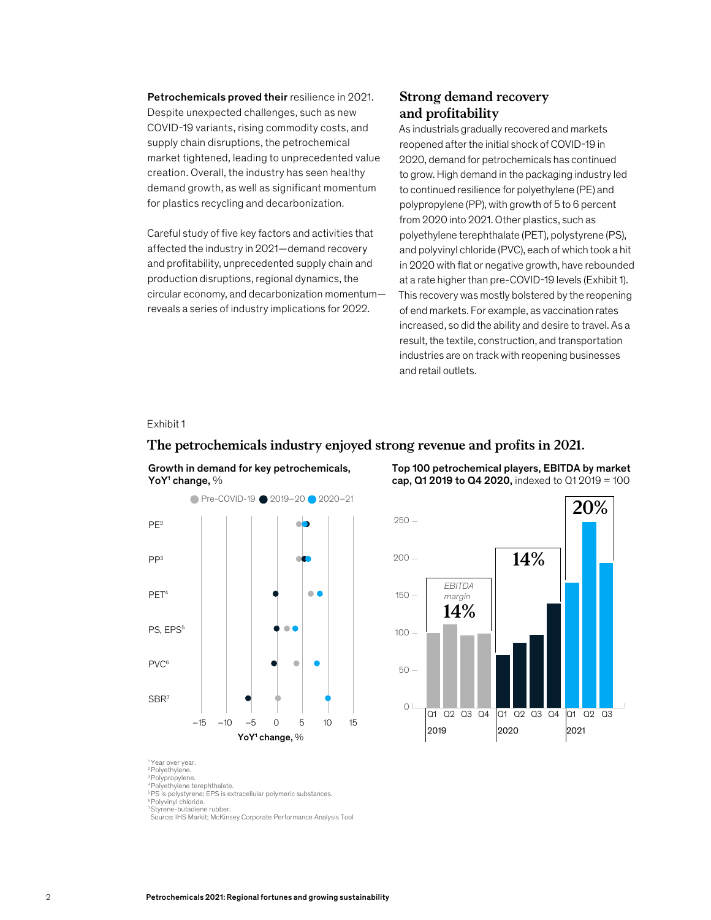**Petrochemicals proved their** resilience in 2021. Despite unexpected challenges, such as new COVID-19 variants, rising commodity costs, and supply chain disruptions, the petrochemical market tightened, leading to unprecedented value creation. Overall, the industry has seen healthy demand growth, as well as significant momentum for plastics recycling and decarbonization.

Careful study of five key factors and activities that affected the industry in 2021—demand recovery and profitability, unprecedented supply chain and production disruptions, regional dynamics, the circular economy, and decarbonization momentum—reveals a series of industry implications for 2022.

## Strong demand recovery and profitability

As industrials gradually recovered and markets reopened after the initial shock of COVID-19 in 2020, demand for petrochemicals has continued to grow. High demand in the packaging industry led to continued resilience for polyethylene (PE) and polypropylene (PP), with growth of 5 to 6 percent from 2020 into 2021. Other plastics, such as polyethylene terephthalate (PET), polystyrene (PS), and polyvinyl chloride (PVC), each of which took a hit in 2020 with flat or negative growth, have rebounded at a rate higher than pre-COVID-19 levels (Exhibit 1). This recovery was mostly bolstered by the reopening of end markets. For example, as vaccination rates increased, so did the ability and desire to travel. As a result, the textile, construction, and transportation industries are on track with reopening businesses and retail outlets.

Exhibit 1

**The petrochemicals industry enjoyed strong revenue and profits in 2021.**

**Growth in demand for key petrochemicals, YoY[1] change,** %

Legend: Pre-COVID-19, 2019–20, 2020–21

| Product | Pre-COVID-19 | 2019–20 | 2020–21 |
|---|---|---|---|
| PE[2] | ~4.5 | ~6 | ~5.5 |
| PP[3] | ~4.5 | ~5.5 | ~6 |
| PET[4] | ~7 | ~0 | ~8.5 |
| PS, EPS[5] | ~2 | ~0 | ~4 |
| PVC[6] | ~4 | ~−0.5 | ~8 |
| SBR[7] | ~0 | ~−5.5 | ~10 |

**Top 100 petrochemical players, EBITDA by market cap, Q1 2019 to Q4 2020,** indexed to Q1 2019 = 100

| Year | Quarter | Index | EBITDA margin |
|---|---|---|---|
| 2019 | Q1 | 100 | 14% |
| 2019 | Q2 | ~112 | |
| 2019 | Q3 | ~97 | |
| 2019 | Q4 | ~100 | |
| 2020 | Q1 | ~70 | 14% |
| 2020 | Q2 | ~86 | |
| 2020 | Q3 | ~97 | |
| 2020 | Q4 | ~138 | |
| 2021 | Q1 | ~167 | 20% |
| 2021 | Q2 | ~248 | |
| 2021 | Q3 | ~193 | |

[1] Year over year.
[2] Polyethylene.
[3] Polypropylene.
[4] Polyethylene terephthalate.
[5] PS is polystyrene; EPS is extracellular polymeric substances.
[6] Polyvinyl chloride.
[7] Styrene-butadiene rubber.
Source: IHS Markit; McKinsey Corporate Performance Analysis Tool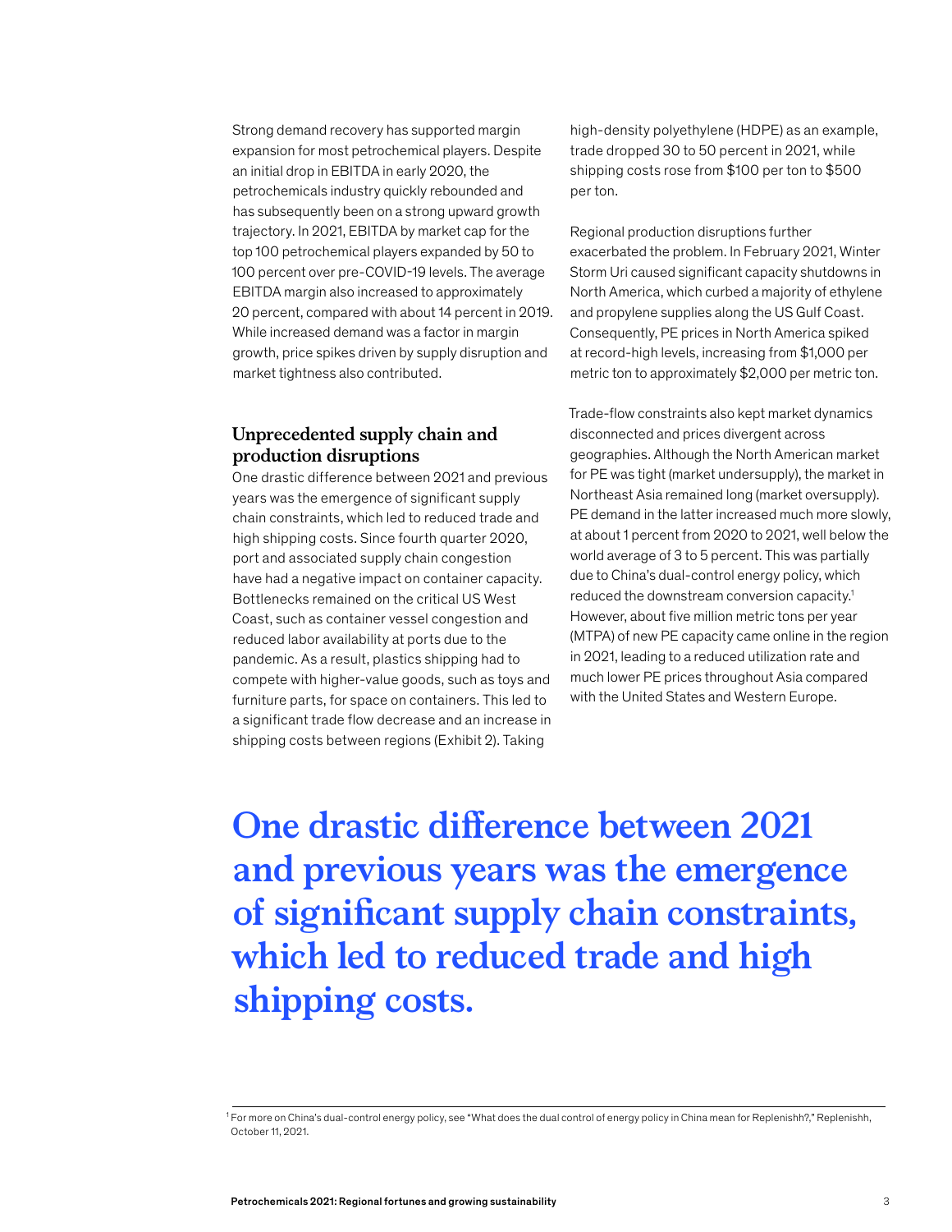Strong demand recovery has supported margin expansion for most petrochemical players. Despite an initial drop in EBITDA in early 2020, the petrochemicals industry quickly rebounded and has subsequently been on a strong upward growth trajectory. In 2021, EBITDA by market cap for the top 100 petrochemical players expanded by 50 to 100 percent over pre-COVID-19 levels. The average EBITDA margin also increased to approximately 20 percent, compared with about 14 percent in 2019. While increased demand was a factor in margin growth, price spikes driven by supply disruption and market tightness also contributed.

## Unprecedented supply chain and production disruptions

One drastic difference between 2021 and previous years was the emergence of significant supply chain constraints, which led to reduced trade and high shipping costs. Since fourth quarter 2020, port and associated supply chain congestion have had a negative impact on container capacity. Bottlenecks remained on the critical US West Coast, such as container vessel congestion and reduced labor availability at ports due to the pandemic. As a result, plastics shipping had to compete with higher-value goods, such as toys and furniture parts, for space on containers. This led to a significant trade flow decrease and an increase in shipping costs between regions (Exhibit 2). Taking high-density polyethylene (HDPE) as an example, trade dropped 30 to 50 percent in 2021, while shipping costs rose from $100 per ton to $500 per ton.

Regional production disruptions further exacerbated the problem. In February 2021, Winter Storm Uri caused significant capacity shutdowns in North America, which curbed a majority of ethylene and propylene supplies along the US Gulf Coast. Consequently, PE prices in North America spiked at record-high levels, increasing from $1,000 per metric ton to approximately $2,000 per metric ton.

Trade-flow constraints also kept market dynamics disconnected and prices divergent across geographies. Although the North American market for PE was tight (market undersupply), the market in Northeast Asia remained long (market oversupply). PE demand in the latter increased much more slowly, at about 1 percent from 2020 to 2021, well below the world average of 3 to 5 percent. This was partially due to China's dual-control energy policy, which reduced the downstream conversion capacity.[1] However, about five million metric tons per year (MTPA) of new PE capacity came online in the region in 2021, leading to a reduced utilization rate and much lower PE prices throughout Asia compared with the United States and Western Europe.

**One drastic difference between 2021 and previous years was the emergence of significant supply chain constraints, which led to reduced trade and high shipping costs.**

---

[1] For more on China's dual-control energy policy, see "What does the dual control of energy policy in China mean for Replenishh?," Replenishh, October 11, 2021.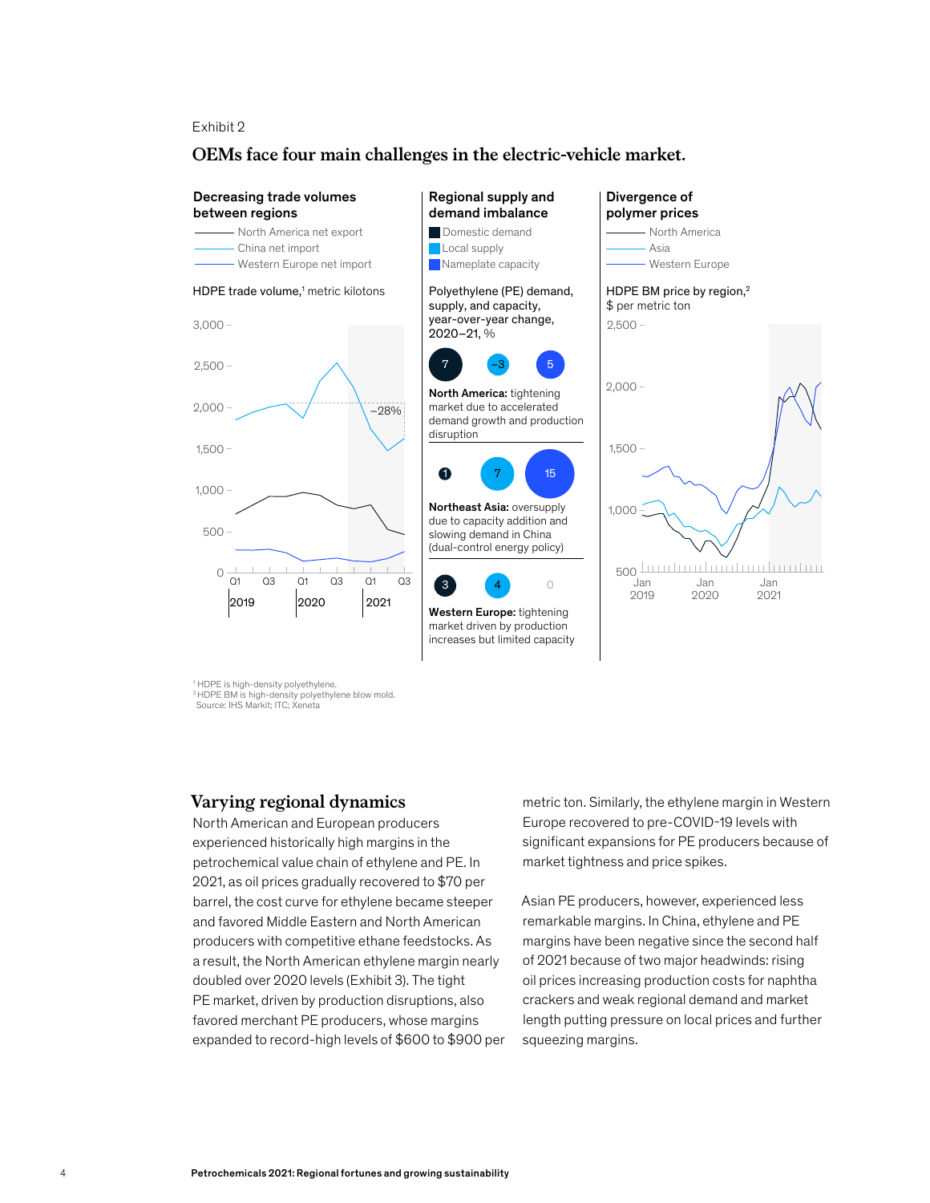Exhibit 2

## OEMs face four main challenges in the electric-vehicle market.

**Decreasing trade volumes between regions**

North America net export
China net import
Western Europe net import

HDPE trade volume,[1] metric kilotons

3,000
2,500
2,000
1,500
1,000
500
0

–28%

Q1 Q3 Q1 Q3 Q1 Q3
2019 2020 2021

**Regional supply and demand imbalance**

Domestic demand
Local supply
Nameplate capacity

Polyethylene (PE) demand, supply, and capacity, year-over-year change, 2020–21, %

7 –3 5

**North America:** tightening market due to accelerated demand growth and production disruption

1 7 15

**Northeast Asia:** oversupply due to capacity addition and slowing demand in China (dual-control energy policy)

3 4 0

**Western Europe:** tightening market driven by production increases but limited capacity

**Divergence of polymer prices**

North America
Asia
Western Europe

HDPE BM price by region,[2] $ per metric ton

2,500
2,000
1,500
1,000
500

Jan 2019 Jan 2020 Jan 2021

[1] HDPE is high-density polyethylene.
[2] HDPE BM is high-density polyethylene blow mold.
Source: IHS Markit; ITC; Xeneta

## Varying regional dynamics

North American and European producers experienced historically high margins in the petrochemical value chain of ethylene and PE. In 2021, as oil prices gradually recovered to $70 per barrel, the cost curve for ethylene became steeper and favored Middle Eastern and North American producers with competitive ethane feedstocks. As a result, the North American ethylene margin nearly doubled over 2020 levels (Exhibit 3). The tight PE market, driven by production disruptions, also favored merchant PE producers, whose margins expanded to record-high levels of $600 to $900 per metric ton. Similarly, the ethylene margin in Western Europe recovered to pre-COVID-19 levels with significant expansions for PE producers because of market tightness and price spikes.

Asian PE producers, however, experienced less remarkable margins. In China, ethylene and PE margins have been negative since the second half of 2021 because of two major headwinds: rising oil prices increasing production costs for naphtha crackers and weak regional demand and market length putting pressure on local prices and further squeezing margins.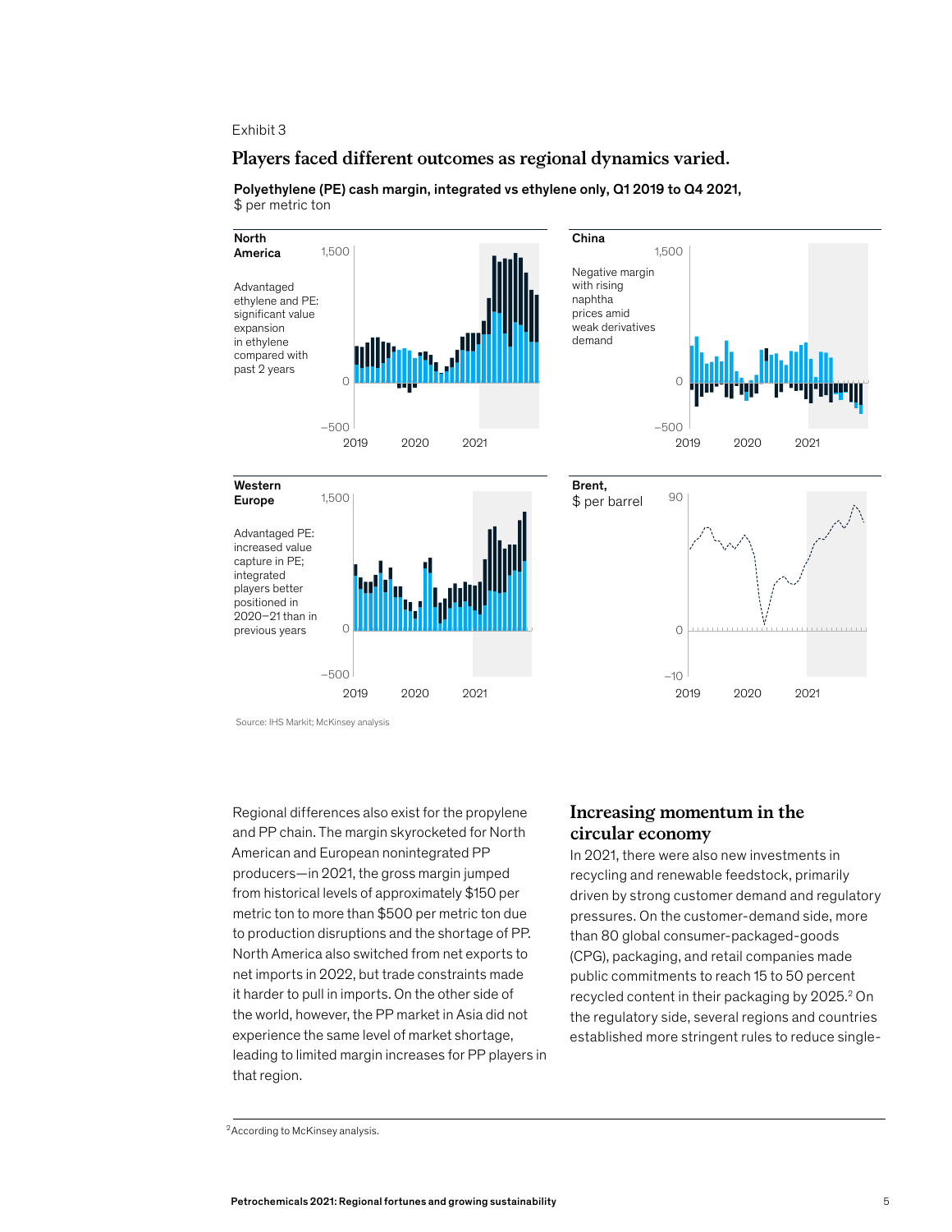Exhibit 3

## Players faced different outcomes as regional dynamics varied.

**Polyethylene (PE) cash margin, integrated vs ethylene only, Q1 2019 to Q4 2021,** $ per metric ton

**North America**

Advantaged ethylene and PE: significant value expansion in ethylene compared with past 2 years

**China**

Negative margin with rising naphtha prices amid weak derivatives demand

**Western Europe**

Advantaged PE: increased value capture in PE; integrated players better positioned in 2020–21 than in previous years

**Brent,** $ per barrel

Source: IHS Markit; McKinsey analysis

Regional differences also exist for the propylene and PP chain. The margin skyrocketed for North American and European nonintegrated PP producers—in 2021, the gross margin jumped from historical levels of approximately $150 per metric ton to more than $500 per metric ton due to production disruptions and the shortage of PP. North America also switched from net exports to net imports in 2022, but trade constraints made it harder to pull in imports. On the other side of the world, however, the PP market in Asia did not experience the same level of market shortage, leading to limited margin increases for PP players in that region.

## Increasing momentum in the circular economy

In 2021, there were also new investments in recycling and renewable feedstock, primarily driven by strong customer demand and regulatory pressures. On the customer-demand side, more than 80 global consumer-packaged-goods (CPG), packaging, and retail companies made public commitments to reach 15 to 50 percent recycled content in their packaging by 2025.[2] On the regulatory side, several regions and countries established more stringent rules to reduce single-

[2] According to McKinsey analysis.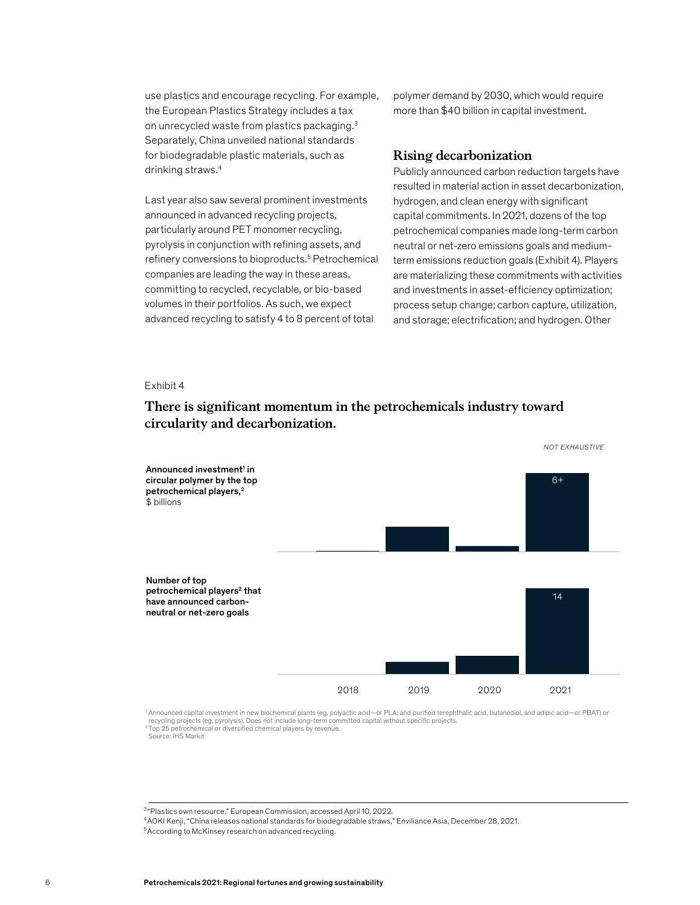use plastics and encourage recycling. For example, the European Plastics Strategy includes a tax on unrecycled waste from plastics packaging.[3] Separately, China unveiled national standards for biodegradable plastic materials, such as drinking straws.[4]

Last year also saw several prominent investments announced in advanced recycling projects, particularly around PET monomer recycling, pyrolysis in conjunction with refining assets, and refinery conversions to bioproducts.[5] Petrochemical companies are leading the way in these areas, committing to recycled, recyclable, or bio-based volumes in their portfolios. As such, we expect advanced recycling to satisfy 4 to 8 percent of total polymer demand by 2030, which would require more than $40 billion in capital investment.

## Rising decarbonization

Publicly announced carbon reduction targets have resulted in material action in asset decarbonization, hydrogen, and clean energy with significant capital commitments. In 2021, dozens of the top petrochemical companies made long-term carbon neutral or net-zero emissions goals and medium-term emissions reduction goals (Exhibit 4). Players are materializing these commitments with activities and investments in asset-efficiency optimization; process setup change; carbon capture, utilization, and storage; electrification; and hydrogen. Other

Exhibit 4

**There is significant momentum in the petrochemicals industry toward circularity and decarbonization.**

*NOT EXHAUSTIVE*

**Announced investment[1] in circular polymer by the top petrochemical players,[2]** $ billions

| 2018 | 2019 | 2020 | 2021 |
|---|---|---|---|
| | | | 6+ |

**Number of top petrochemical players[2] that have announced carbon-neutral or net-zero goals**

| 2018 | 2019 | 2020 | 2021 |
|---|---|---|---|
| | | | 14 |

[1] Announced capital investment in new biochemical plants (eg, polyactic acid—or PLA; and purified terephthalic acid, butanediol, and adipic acid—or PBAT) or recycling projects (eg, pyrolysis). Does not include long-term committed capital without specific projects.
[2] Top 25 petrochemical or diversified chemical players by revenue.
Source: IHS Markit

[3] "Plastics own resource," European Commission, accessed April 10, 2022.
[4] AOKI Kenji, "China releases national standards for biodegradable straws," Enviliance Asia, December 28, 2021.
[5] According to McKinsey research on advanced recycling.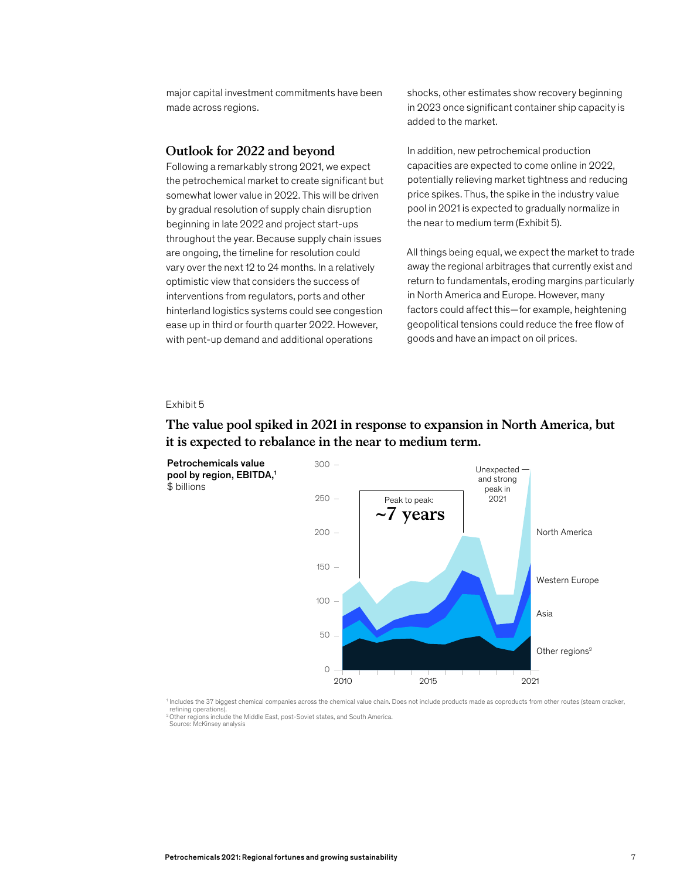major capital investment commitments have been made across regions.

## Outlook for 2022 and beyond

Following a remarkably strong 2021, we expect the petrochemical market to create significant but somewhat lower value in 2022. This will be driven by gradual resolution of supply chain disruption beginning in late 2022 and project start-ups throughout the year. Because supply chain issues are ongoing, the timeline for resolution could vary over the next 12 to 24 months. In a relatively optimistic view that considers the success of interventions from regulators, ports and other hinterland logistics systems could see congestion ease up in third or fourth quarter 2022. However, with pent-up demand and additional operations shocks, other estimates show recovery beginning in 2023 once significant container ship capacity is added to the market.

In addition, new petrochemical production capacities are expected to come online in 2022, potentially relieving market tightness and reducing price spikes. Thus, the spike in the industry value pool in 2021 is expected to gradually normalize in the near to medium term (Exhibit 5).

All things being equal, we expect the market to trade away the regional arbitrages that currently exist and return to fundamentals, eroding margins particularly in North America and Europe. However, many factors could affect this—for example, heightening geopolitical tensions could reduce the free flow of goods and have an impact on oil prices.

Exhibit 5

### The value pool spiked in 2021 in response to expansion in North America, but it is expected to rebalance in the near to medium term.

**Petrochemicals value pool by region, EBITDA,**[1] $ billions

Peak to peak: ~7 years

Unexpected and strong peak in 2021

North America, Western Europe, Asia, Other regions[2]

[1] Includes the 37 biggest chemical companies across the chemical value chain. Does not include products made as coproducts from other routes (steam cracker, refining operations).
[2] Other regions include the Middle East, post-Soviet states, and South America.
Source: McKinsey analysis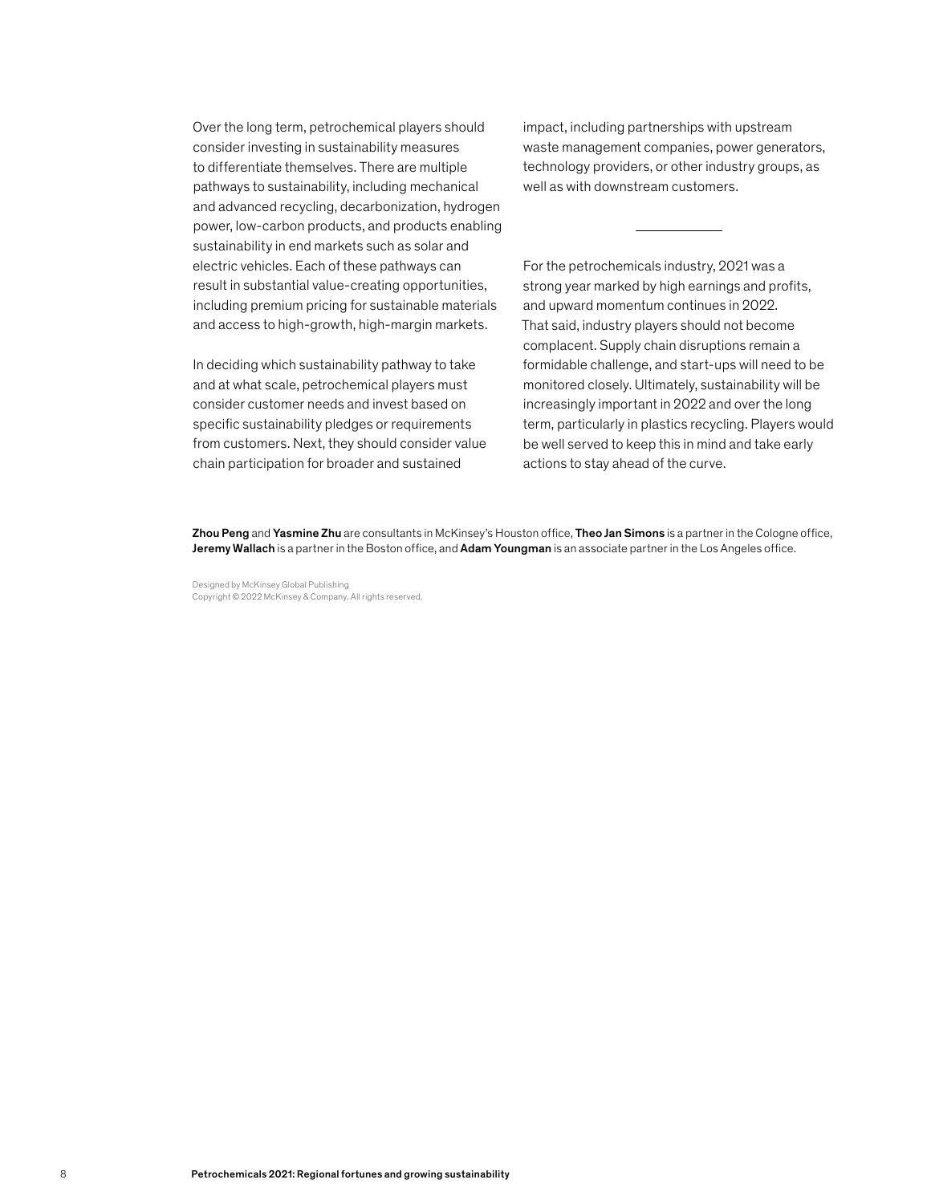Over the long term, petrochemical players should consider investing in sustainability measures to differentiate themselves. There are multiple pathways to sustainability, including mechanical and advanced recycling, decarbonization, hydrogen power, low-carbon products, and products enabling sustainability in end markets such as solar and electric vehicles. Each of these pathways can result in substantial value-creating opportunities, including premium pricing for sustainable materials and access to high-growth, high-margin markets.

In deciding which sustainability pathway to take and at what scale, petrochemical players must consider customer needs and invest based on specific sustainability pledges or requirements from customers. Next, they should consider value chain participation for broader and sustained impact, including partnerships with upstream waste management companies, power generators, technology providers, or other industry groups, as well as with downstream customers.

---

For the petrochemicals industry, 2021 was a strong year marked by high earnings and profits, and upward momentum continues in 2022. That said, industry players should not become complacent. Supply chain disruptions remain a formidable challenge, and start-ups will need to be monitored closely. Ultimately, sustainability will be increasingly important in 2022 and over the long term, particularly in plastics recycling. Players would be well served to keep this in mind and take early actions to stay ahead of the curve.

**Zhou Peng** and **Yasmine Zhu** are consultants in McKinsey's Houston office, **Theo Jan Simons** is a partner in the Cologne office, **Jeremy Wallach** is a partner in the Boston office, and **Adam Youngman** is an associate partner in the Los Angeles office.

Designed by McKinsey Global Publishing
Copyright © 2022 McKinsey & Company. All rights reserved.